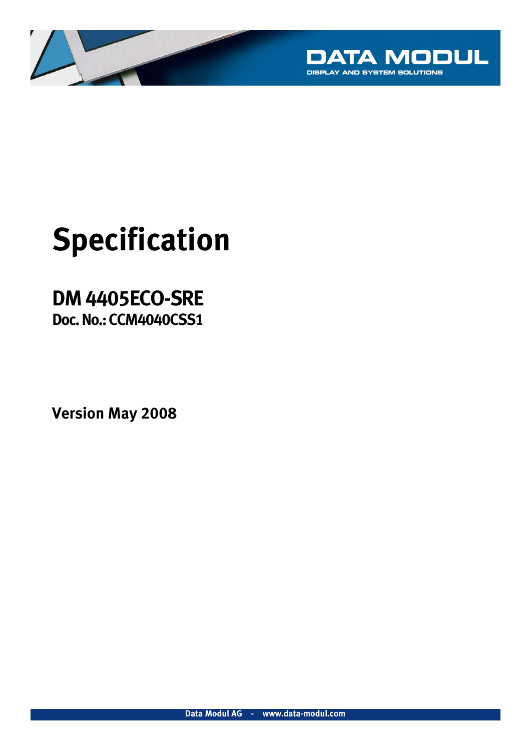DATA MODUL
DISPLAY AND SYSTEM SOLUTIONS

# Specification

## DM 4405ECO-SRE
### Doc. No.: CCM4040CSS1

**Version May 2008**

Data Modul AG - www.data-modul.com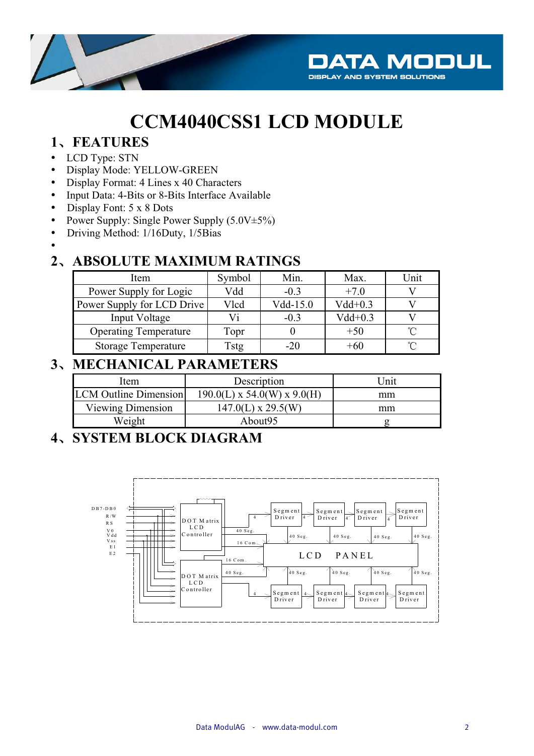# CCM4040CSS1 LCD MODULE

## 1、FEATURES

- LCD Type: STN
- Display Mode: YELLOW-GREEN
- Display Format: 4 Lines x 40 Characters
- Input Data: 4-Bits or 8-Bits Interface Available
- Display Font: 5 x 8 Dots
- Power Supply: Single Power Supply (5.0V±5%)
- Driving Method: 1/16Duty, 1/5Bias
-

## 2、ABSOLUTE MAXIMUM RATINGS

| Item | Symbol | Min. | Max. | Unit |
|---|---|---|---|---|
| Power Supply for Logic | Vdd | -0.3 | +7.0 | V |
| Power Supply for LCD Drive | Vlcd | Vdd-15.0 | Vdd+0.3 | V |
| Input Voltage | Vi | -0.3 | Vdd+0.3 | V |
| Operating Temperature | Topr | 0 | +50 | ℃ |
| Storage Temperature | Tstg | -20 | +60 | ℃ |

## 3、MECHANICAL PARAMETERS

| Item | Description | Unit |
|---|---|---|
| LCM Outline Dimension | 190.0(L) x 54.0(W) x 9.0(H) | mm |
| Viewing Dimension | 147.0(L) x 29.5(W) | mm |
| Weight | About95 | g |

## 4、SYSTEM BLOCK DIAGRAM

DB7-DB0, R/W, RS, V0, Vdd, Vss, E1, E2

DOT Matrix LCD Controller

DOT Matrix LCD Controller

Segment Driver | Segment Driver | Segment Driver | Segment Driver

LCD PANEL

Segment Driver | Segment Driver | Segment Driver | Segment Driver

4, 40 Seg., 16 Com., 40 Seg.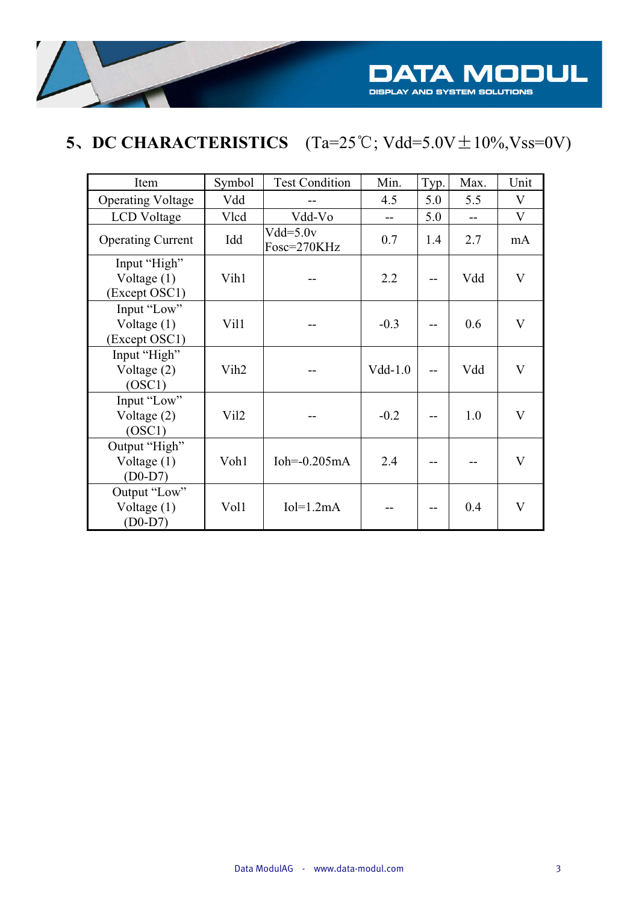## 5、DC CHARACTERISTICS (Ta=25℃; Vdd=5.0V±10%,Vss=0V)

| Item | Symbol | Test Condition | Min. | Typ. | Max. | Unit |
|---|---|---|---|---|---|---|
| Operating Voltage | Vdd | -- | 4.5 | 5.0 | 5.5 | V |
| LCD Voltage | Vlcd | Vdd-Vo | -- | 5.0 | -- | V |
| Operating Current | Idd | Vdd=5.0v Fosc=270KHz | 0.7 | 1.4 | 2.7 | mA |
| Input "High" Voltage (1) (Except OSC1) | Vih1 | -- | 2.2 | -- | Vdd | V |
| Input "Low" Voltage (1) (Except OSC1) | Vil1 | -- | -0.3 | -- | 0.6 | V |
| Input "High" Voltage (2) (OSC1) | Vih2 | -- | Vdd-1.0 | -- | Vdd | V |
| Input "Low" Voltage (2) (OSC1) | Vil2 | -- | -0.2 | -- | 1.0 | V |
| Output "High" Voltage (1) (D0-D7) | Voh1 | Ioh=-0.205mA | 2.4 | -- | -- | V |
| Output "Low" Voltage (1) (D0-D7) | Vol1 | Iol=1.2mA | -- | -- | 0.4 | V |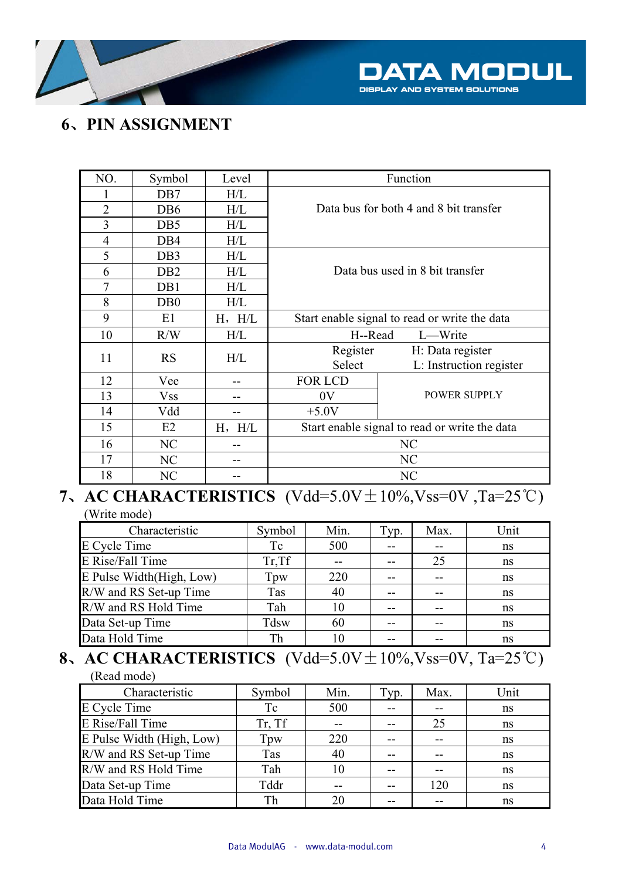## 6、PIN ASSIGNMENT

| NO. | Symbol | Level | Function | |
|---|---|---|---|---|
| 1 | DB7 | H/L | Data bus for both 4 and 8 bit transfer | |
| 2 | DB6 | H/L | | |
| 3 | DB5 | H/L | | |
| 4 | DB4 | H/L | | |
| 5 | DB3 | H/L | Data bus used in 8 bit transfer | |
| 6 | DB2 | H/L | | |
| 7 | DB1 | H/L | | |
| 8 | DB0 | H/L | | |
| 9 | E1 | H，H/L | Start enable signal to read or write the data | |
| 10 | R/W | H/L | H--Read L—Write | |
| 11 | RS | H/L | Register Select | H: Data register L: Instruction register |
| 12 | Vee | -- | FOR LCD | POWER SUPPLY |
| 13 | Vss | -- | 0V | |
| 14 | Vdd | -- | +5.0V | |
| 15 | E2 | H，H/L | Start enable signal to read or write the data | |
| 16 | NC | -- | NC | |
| 17 | NC | -- | NC | |
| 18 | NC | -- | NC | |

## 7、AC CHARACTERISTICS (Vdd=5.0V±10%,Vss=0V ,Ta=25℃)

(Write mode)

| Characteristic | Symbol | Min. | Typ. | Max. | Unit |
|---|---|---|---|---|---|
| E Cycle Time | Tc | 500 | -- | -- | ns |
| E Rise/Fall Time | Tr,Tf | -- | -- | 25 | ns |
| E Pulse Width(High, Low) | Tpw | 220 | -- | -- | ns |
| R/W and RS Set-up Time | Tas | 40 | -- | -- | ns |
| R/W and RS Hold Time | Tah | 10 | -- | -- | ns |
| Data Set-up Time | Tdsw | 60 | -- | -- | ns |
| Data Hold Time | Th | 10 | -- | -- | ns |

## 8、AC CHARACTERISTICS (Vdd=5.0V±10%,Vss=0V, Ta=25℃)

(Read mode)

| Characteristic | Symbol | Min. | Typ. | Max. | Unit |
|---|---|---|---|---|---|
| E Cycle Time | Tc | 500 | -- | -- | ns |
| E Rise/Fall Time | Tr, Tf | -- | -- | 25 | ns |
| E Pulse Width (High, Low) | Tpw | 220 | -- | -- | ns |
| R/W and RS Set-up Time | Tas | 40 | -- | -- | ns |
| R/W and RS Hold Time | Tah | 10 | -- | -- | ns |
| Data Set-up Time | Tddr | -- | -- | 120 | ns |
| Data Hold Time | Th | 20 | -- | -- | ns |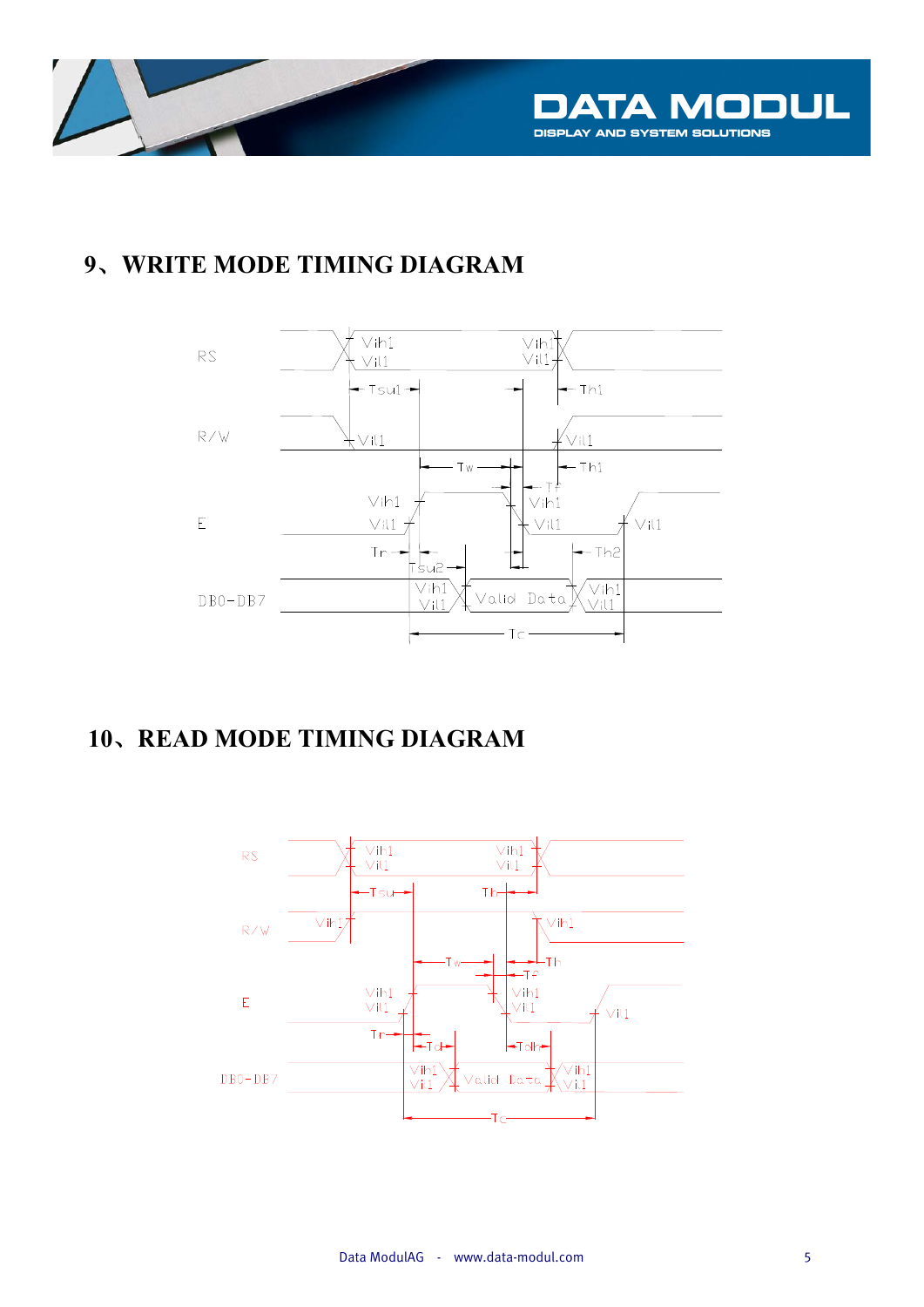## 9、WRITE MODE TIMING DIAGRAM

## 10、READ MODE TIMING DIAGRAM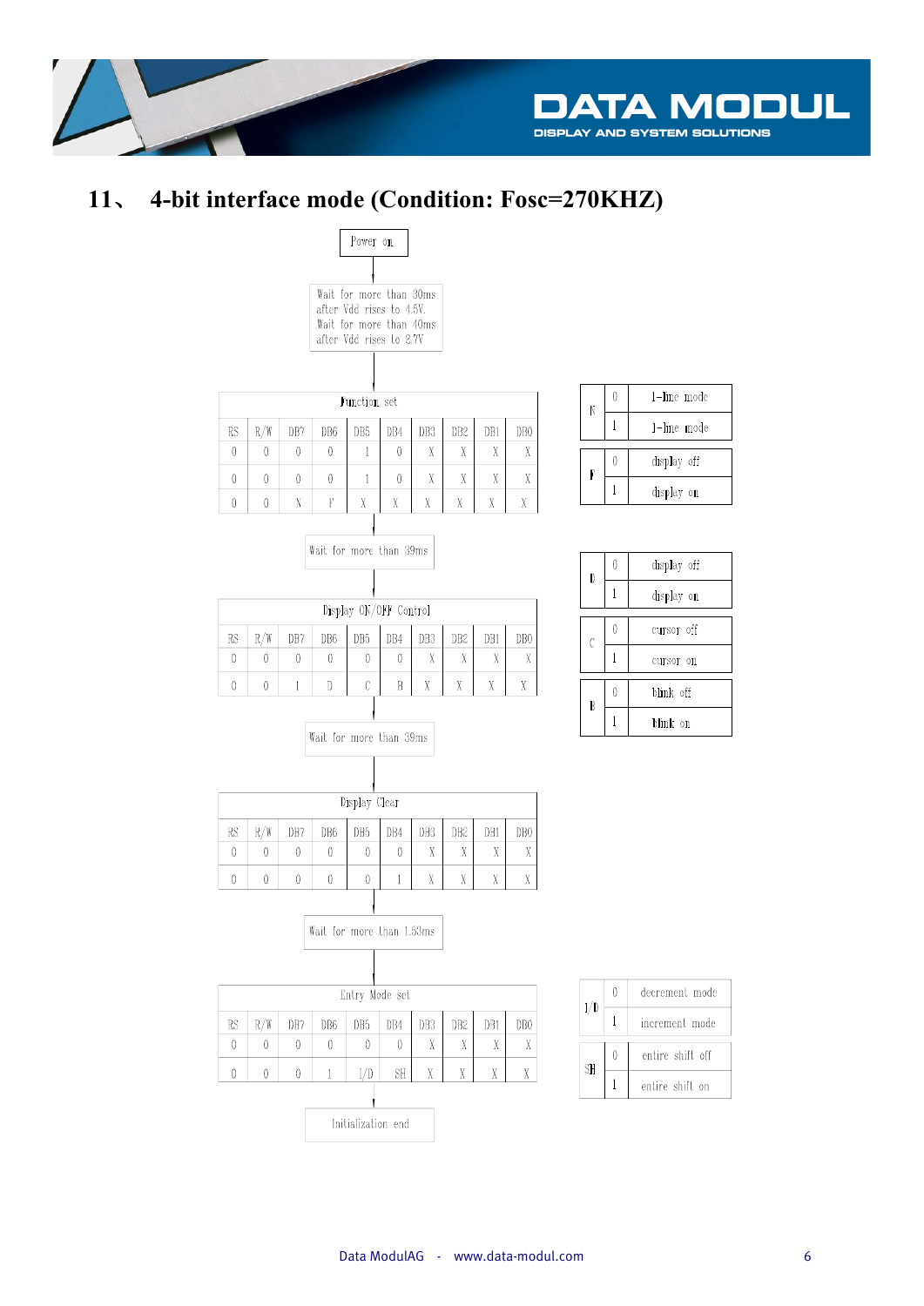## 11、 4-bit interface mode (Condition: Fosc=270KHZ)

Power on

Wait for more than 30ms after Vdd rises to 4.5V.
Wait for more than 40ms after Vdd rises to 2.7V

**Function set**

| RS | R/W | DB7 | DB6 | DB5 | DB4 | DB3 | DB2 | DB1 | DB0 |
|---|---|---|---|---|---|---|---|---|---|
| 0 | 0 | 0 | 0 | 1 | 0 | X | X | X | X |
| 0 | 0 | 0 | 0 | 1 | 0 | X | X | X | X |
| 0 | 0 | N | F | X | X | X | X | X | X |

| | | |
|---|---|---|
| N | 0 | 1-line mode |
| | 1 | 1-line mode |
| F | 0 | display off |
| | 1 | display on |

Wait for more than 39ms

**Display ON/OFF Control**

| RS | R/W | DB7 | DB6 | DB5 | DB4 | DB3 | DB2 | DB1 | DB0 |
|---|---|---|---|---|---|---|---|---|---|
| 0 | 0 | 0 | 0 | 0 | 0 | X | X | X | X |
| 0 | 0 | 1 | D | C | B | X | X | X | X |

| | | |
|---|---|---|
| D | 0 | display off |
| | 1 | display on |
| C | 0 | cursor off |
| | 1 | cursor on |
| B | 0 | blink off |
| | 1 | blink on |

Wait for more than 39ms

**Display Clear**

| RS | R/W | DB7 | DB6 | DB5 | DB4 | DB3 | DB2 | DB1 | DB0 |
|---|---|---|---|---|---|---|---|---|---|
| 0 | 0 | 0 | 0 | 0 | 0 | X | X | X | X |
| 0 | 0 | 0 | 0 | 0 | 1 | X | X | X | X |

Wait for more than 1.53ms

**Entry Mode set**

| RS | R/W | DB7 | DB6 | DB5 | DB4 | DB3 | DB2 | DB1 | DB0 |
|---|---|---|---|---|---|---|---|---|---|
| 0 | 0 | 0 | 0 | 0 | 0 | X | X | X | X |
| 0 | 0 | 0 | 1 | I/D | SH | X | X | X | X |

| | | |
|---|---|---|
| I/D | 0 | decrement mode |
| | 1 | increment mode |
| SH | 0 | entire shift off |
| | 1 | entire shift on |

Initialization end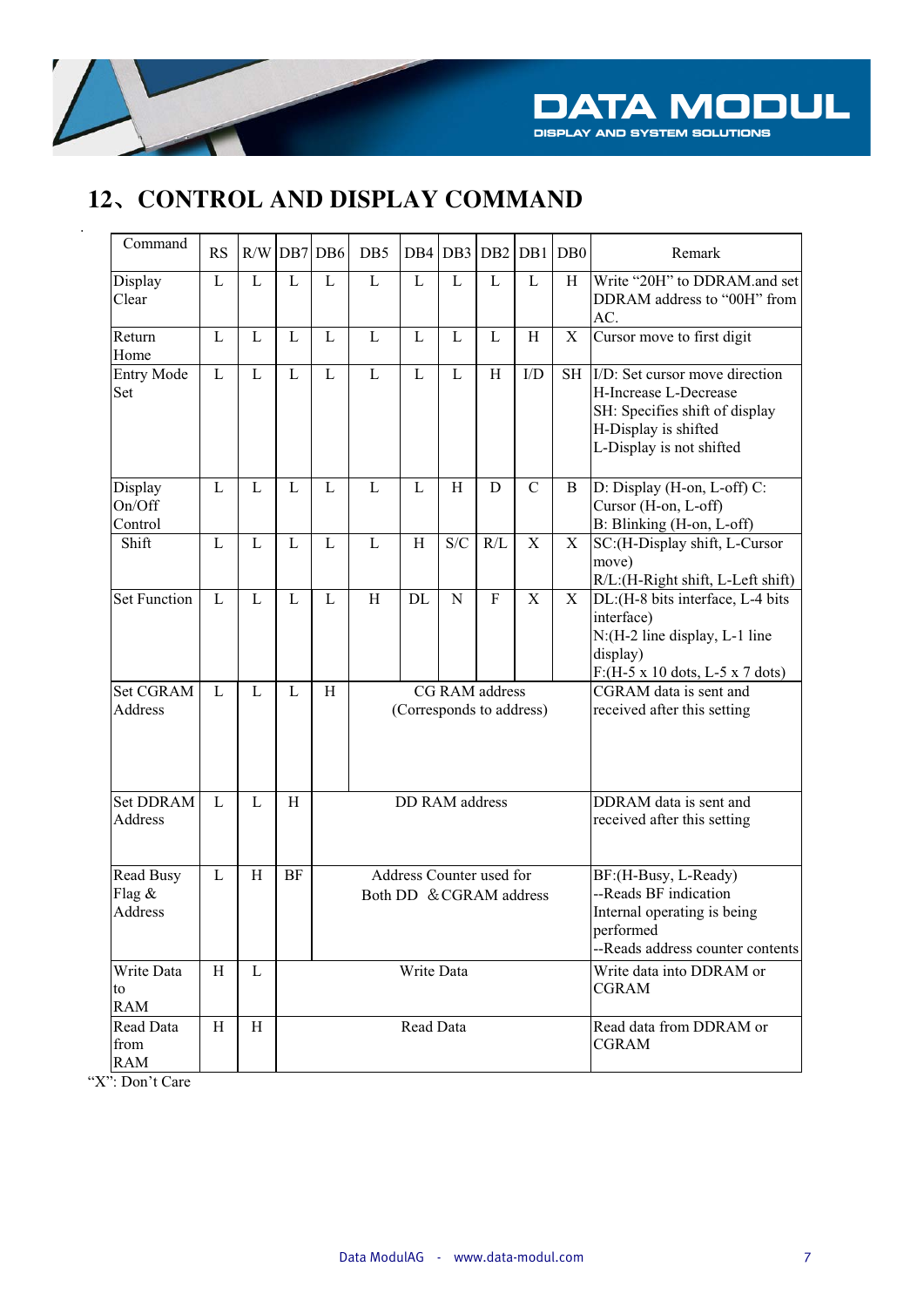## 12、CONTROL AND DISPLAY COMMAND

| Command | RS | R/W | DB7 | DB6 | DB5 | DB4 | DB3 | DB2 | DB1 | DB0 | Remark |
|---|---|---|---|---|---|---|---|---|---|---|---|
| Display Clear | L | L | L | L | L | L | L | L | L | H | Write "20H" to DDRAM.and set DDRAM address to "00H" from AC. |
| Return Home | L | L | L | L | L | L | L | L | H | X | Cursor move to first digit |
| Entry Mode Set | L | L | L | L | L | L | L | H | I/D | SH | I/D: Set cursor move direction H-Increase L-Decrease SH: Specifies shift of display H-Display is shifted L-Display is not shifted |
| Display On/Off Control | L | L | L | L | L | L | H | D | C | B | D: Display (H-on, L-off) C: Cursor (H-on, L-off) B: Blinking (H-on, L-off) |
| Shift | L | L | L | L | L | H | S/C | R/L | X | X | SC:(H-Display shift, L-Cursor move) R/L:(H-Right shift, L-Left shift) |
| Set Function | L | L | L | L | H | DL | N | F | X | X | DL:(H-8 bits interface, L-4 bits interface) N:(H-2 line display, L-1 line display) F:(H-5 x 10 dots, L-5 x 7 dots) |
| Set CGRAM Address | L | L | L | H | CG RAM address (Corresponds to address) | | | | | | CGRAM data is sent and received after this setting |
| Set DDRAM Address | L | L | H | DD RAM address | | | | | | | DDRAM data is sent and received after this setting |
| Read Busy Flag & Address | L | H | BF | Address Counter used for Both DD &CGRAM address | | | | | | | BF:(H-Busy, L-Ready) --Reads BF indication Internal operating is being performed --Reads address counter contents |
| Write Data to RAM | H | L | Write Data | | | | | | | | Write data into DDRAM or CGRAM |
| Read Data from RAM | H | H | Read Data | | | | | | | | Read data from DDRAM or CGRAM |

"X": Don't Care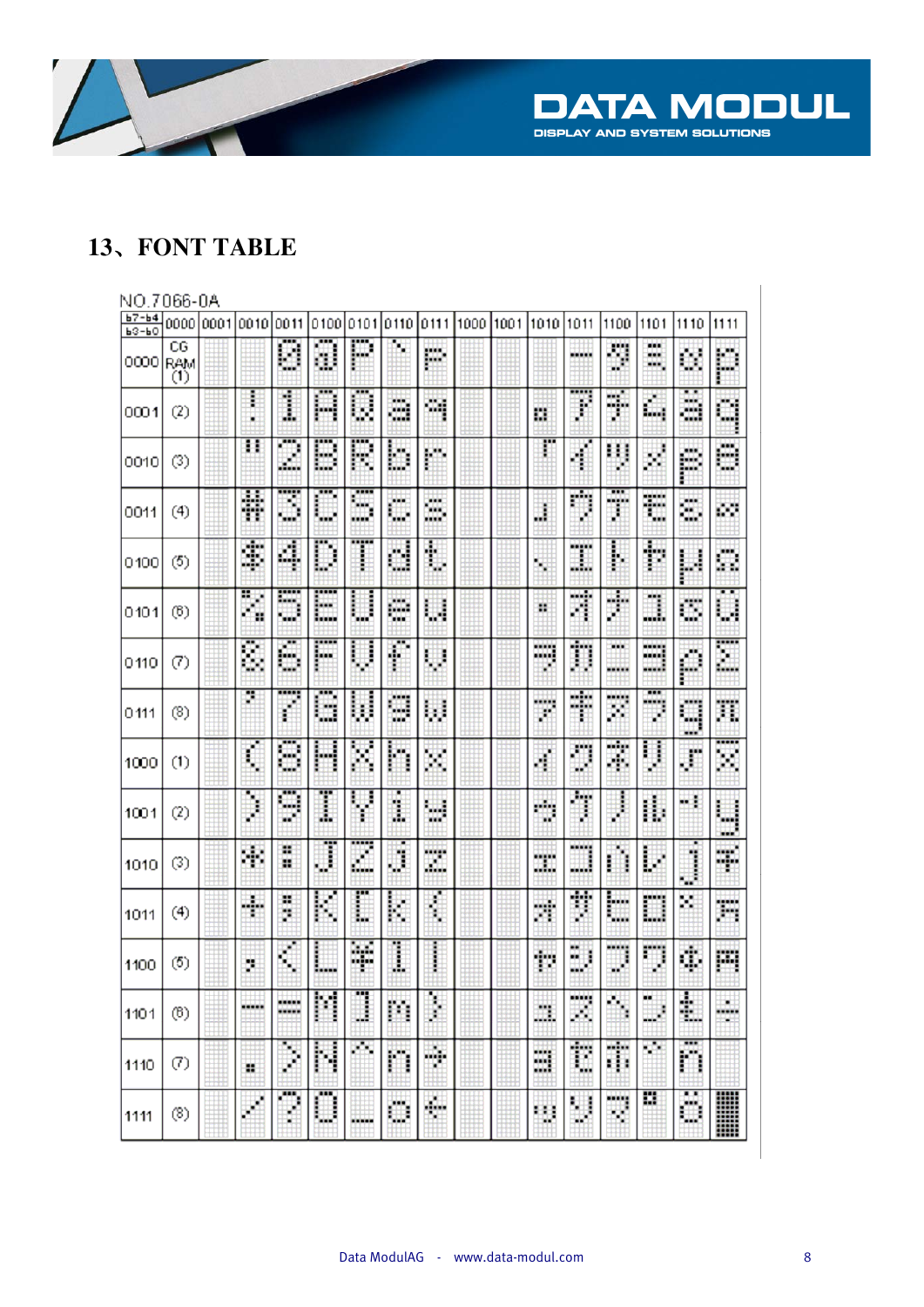## 13、FONT TABLE

NO.7066-0A

| b7-b4 / b3-b0 | 0000 | 0001 | 0010 | 0011 | 0100 | 0101 | 0110 | 0111 | 1000 | 1001 | 1010 | 1011 | 1100 | 1101 | 1110 | 1111 |
|---|---|---|---|---|---|---|---|---|---|---|---|---|---|---|---|---|
| 0000 | CG RAM (1) | | | 0 | @ | P | ` | p | | | | ー | タ | ミ | α | p |
| 0001 | (2) | | ! | 1 | A | Q | a | q | | | 。 | ア | チ | ム | ä | q |
| 0010 | (3) | | " | 2 | B | R | b | r | | | 「 | イ | ツ | メ | β | θ |
| 0011 | (4) | | # | 3 | C | S | c | s | | | 」 | ウ | テ | モ | ε | ∞ |
| 0100 | (5) | | $ | 4 | D | T | d | t | | | 、 | エ | ト | ヤ | μ | Ω |
| 0101 | (6) | | % | 5 | E | U | e | u | | | ・ | オ | ナ | ユ | σ | ü |
| 0110 | (7) | | & | 6 | F | V | f | v | | | ヲ | カ | ニ | ヨ | ρ | Σ |
| 0111 | (8) | | ' | 7 | G | W | g | w | | | ァ | キ | ヌ | ラ | g | π |
| 1000 | (1) | | ( | 8 | H | X | h | x | | | ィ | ク | ネ | リ | √ | x̄ |
| 1001 | (2) | | ) | 9 | I | Y | i | y | | | ゥ | ケ | ノ | ル | ⁻¹ | y |
| 1010 | (3) | | * | : | J | Z | j | z | | | ェ | コ | ハ | レ | j | 千 |
| 1011 | (4) | | + | ; | K | [ | k | { | | | ォ | サ | ヒ | ロ | ˣ | 万 |
| 1100 | (5) | | , | < | L | ¥ | l | \| | | | ャ | シ | フ | ワ | ¢ | 円 |
| 1101 | (6) | | - | = | M | ] | m | } | | | ュ | ス | ヘ | ン | £ | ÷ |
| 1110 | (7) | | . | > | N | ^ | n | → | | | ョ | セ | ホ | ゛ | ñ | |
| 1111 | (8) | | / | ? | O | _ | o | ← | | | ッ | ソ | マ | ゜ | ö | █ |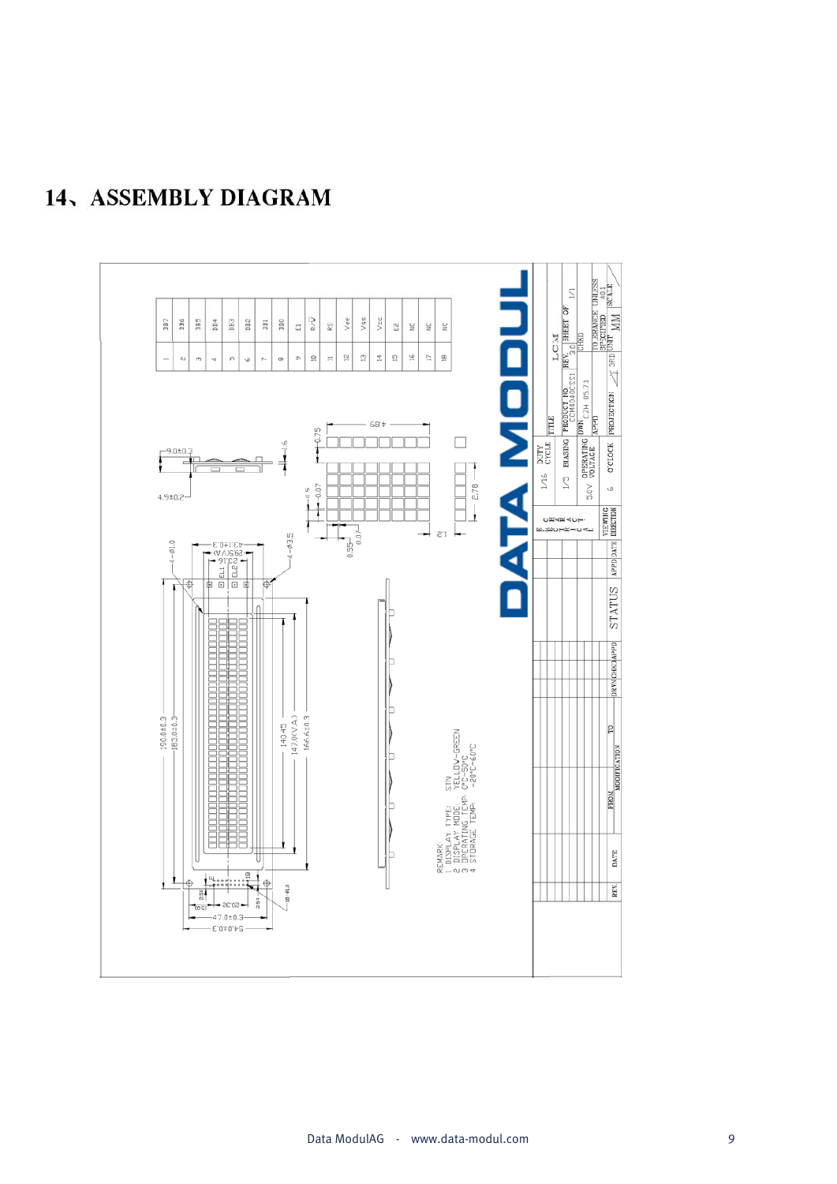## 14、ASSEMBLY DIAGRAM

| PIN | SYMBOL |
|---|---|
| 1 | DB7 |
| 2 | DB6 |
| 3 | DB5 |
| 4 | DB4 |
| 5 | DB3 |
| 6 | DB2 |
| 7 | DB1 |
| 8 | DB0 |
| 9 | E1 |
| 10 | R/W |
| 11 | RS |
| 12 | Vee |
| 13 | Vss |
| 14 | Vcc |
| 15 | E2 |
| 16 | NC |
| 17 | NC |
| 18 | NC |

REMARK:
1 DISPLAY TYPE: STN
2 DISPLAY MODE: YELLOW-GREEN
3 OPERATING TEMP: 0°C-50°C
4 STORAGE TEMP: -20°C-60°C

| DUTY CYCLE | 1/16 |
|---|---|
| BIASING | 1/5 |
| OPERATING VOLTAGE | 5.0V |
| VIEWING DIRECTION | 6 O'CLOCK |

TITLE: LCM
PRODUCT NO: DCM40400CSS1
REV: 3.0
SHEET 1 OF 1
DWN: CZH 05.7.1
UNIT: MM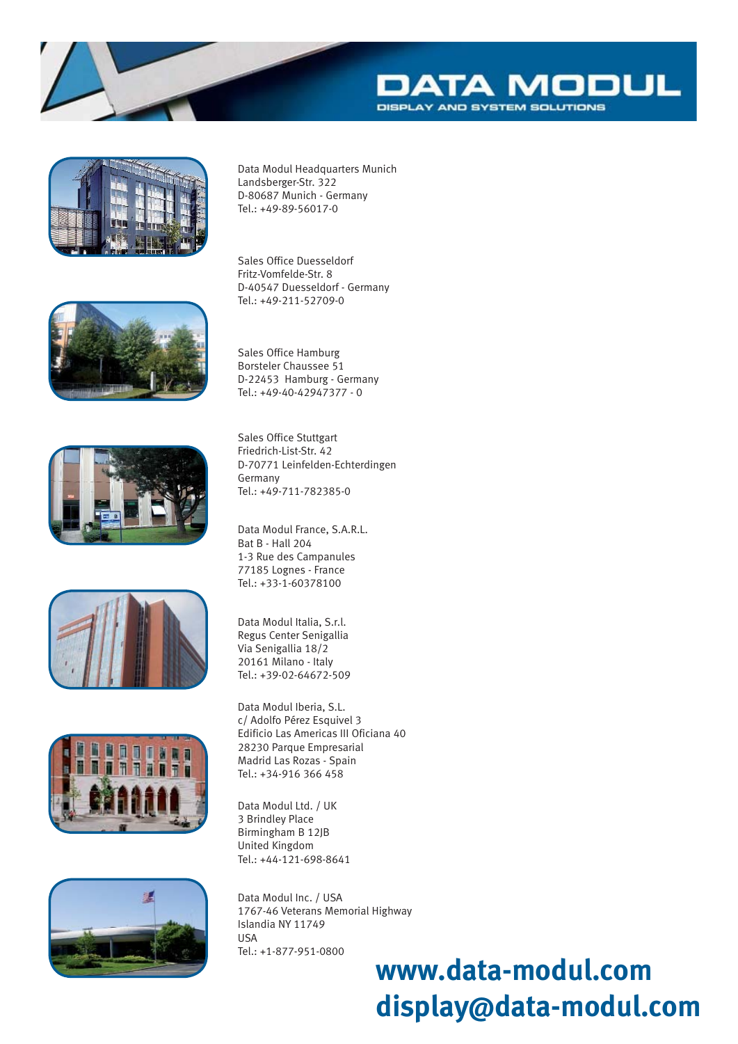# DATA MODUL

DISPLAY AND SYSTEM SOLUTIONS

Data Modul Headquarters Munich
Landsberger-Str. 322
D-80687 Munich - Germany
Tel.: +49-89-56017-0

Sales Office Duesseldorf
Fritz-Vomfelde-Str. 8
D-40547 Duesseldorf - Germany
Tel.: +49-211-52709-0

Sales Office Hamburg
Borsteler Chaussee 51
D-22453 Hamburg - Germany
Tel.: +49-40-42947377 - 0

Sales Office Stuttgart
Friedrich-List-Str. 42
D-70771 Leinfelden-Echterdingen
Germany
Tel.: +49-711-782385-0

Data Modul France, S.A.R.L.
Bat B - Hall 204
1-3 Rue des Campanules
77185 Lognes - France
Tel.: +33-1-60378100

Data Modul Italia, S.r.l.
Regus Center Senigallia
Via Senigallia 18/2
20161 Milano - Italy
Tel.: +39-02-64672-509

Data Modul Iberia, S.L.
c/ Adolfo Pérez Esquivel 3
Edificio Las Americas III Oficiana 40
28230 Parque Empresarial
Madrid Las Rozas - Spain
Tel.: +34-916 366 458

Data Modul Ltd. / UK
3 Brindley Place
Birmingham B 12JB
United Kingdom
Tel.: +44-121-698-8641

Data Modul Inc. / USA
1767-46 Veterans Memorial Highway
Islandia NY 11749
USA
Tel.: +1-877-951-0800

**www.data-modul.com**
**display@data-modul.com**